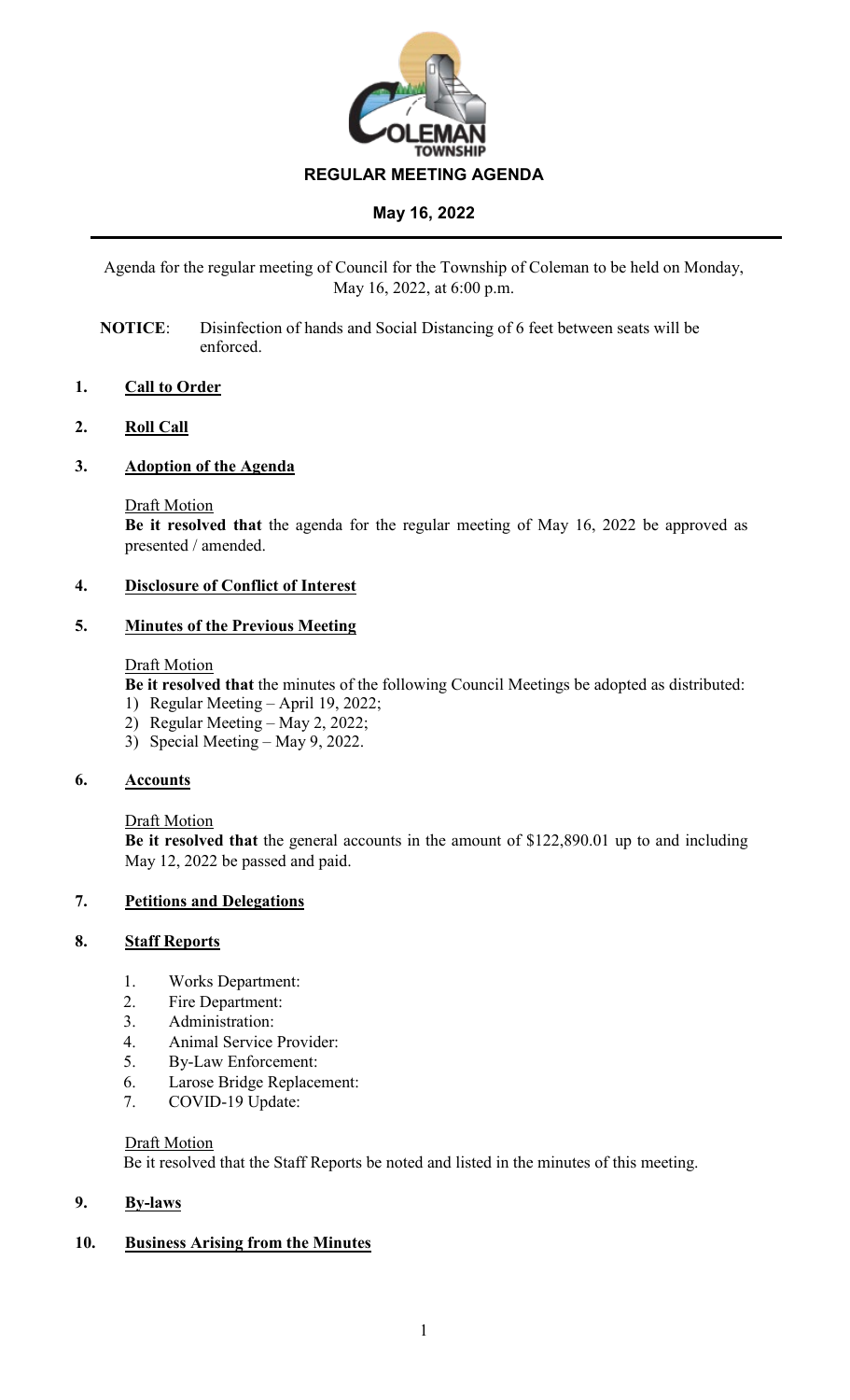# REGULAR MEETING AGENDA

## May 16, 2022

Agenda for the regular meeting of Council for the Township of Coleman to be held on Monday, May 16, 2022, at 6:00 p.m.

**NOTICE**: Disinfection of hands and Social Distancing of 6 feet between seats will be enforced.

### 1. Call to Order

### 2. Roll Call

### 3. Adoption of the Agenda

Draft Motion
**Be it resolved that** the agenda for the regular meeting of May 16, 2022 be approved as presented / amended.

### 4. Disclosure of Conflict of Interest

### 5. Minutes of the Previous Meeting

Draft Motion
**Be it resolved that** the minutes of the following Council Meetings be adopted as distributed:
1) Regular Meeting – April 19, 2022;
2) Regular Meeting – May 2, 2022;
3) Special Meeting – May 9, 2022.

### 6. Accounts

Draft Motion
**Be it resolved that** the general accounts in the amount of $122,890.01 up to and including May 12, 2022 be passed and paid.

### 7. Petitions and Delegations

### 8. Staff Reports

1. Works Department:
2. Fire Department:
3. Administration:
4. Animal Service Provider:
5. By-Law Enforcement:
6. Larose Bridge Replacement:
7. COVID-19 Update:

Draft Motion
Be it resolved that the Staff Reports be noted and listed in the minutes of this meeting.

### 9. By-laws

### 10. Business Arising from the Minutes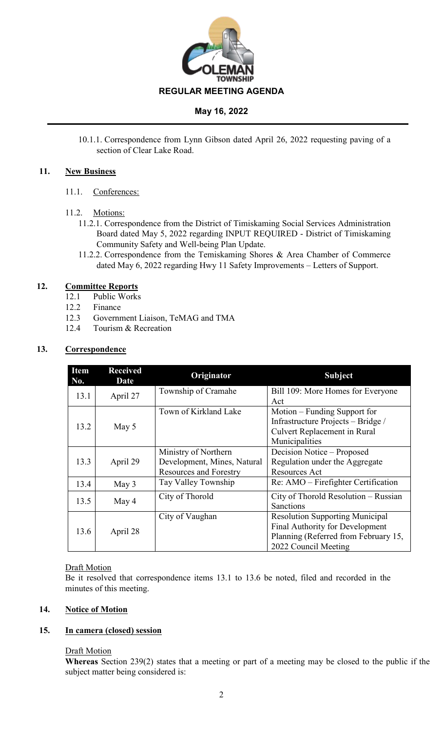10.1.1. Correspondence from Lynn Gibson dated April 26, 2022 requesting paving of a section of Clear Lake Road.

## 11. New Business

11.1. Conferences:

11.2. Motions:

11.2.1. Correspondence from the District of Timiskaming Social Services Administration Board dated May 5, 2022 regarding INPUT REQUIRED - District of Timiskaming Community Safety and Well-being Plan Update.

11.2.2. Correspondence from the Temiskaming Shores & Area Chamber of Commerce dated May 6, 2022 regarding Hwy 11 Safety Improvements – Letters of Support.

## 12. Committee Reports

12.1 Public Works
12.2 Finance
12.3 Government Liaison, TeMAG and TMA
12.4 Tourism & Recreation

## 13. Correspondence

| Item No. | Received Date | Originator | Subject |
|---|---|---|---|
| 13.1 | April 27 | Township of Cramahe | Bill 109: More Homes for Everyone Act |
| 13.2 | May 5 | Town of Kirkland Lake | Motion – Funding Support for Infrastructure Projects – Bridge / Culvert Replacement in Rural Municipalities |
| 13.3 | April 29 | Ministry of Northern Development, Mines, Natural Resources and Forestry | Decision Notice – Proposed Regulation under the Aggregate Resources Act |
| 13.4 | May 3 | Tay Valley Township | Re: AMO – Firefighter Certification |
| 13.5 | May 4 | City of Thorold | City of Thorold Resolution – Russian Sanctions |
| 13.6 | April 28 | City of Vaughan | Resolution Supporting Municipal Final Authority for Development Planning (Referred from February 15, 2022 Council Meeting |

Draft Motion

Be it resolved that correspondence items 13.1 to 13.6 be noted, filed and recorded in the minutes of this meeting.

## 14. Notice of Motion

## 15. In camera (closed) session

Draft Motion

**Whereas** Section 239(2) states that a meeting or part of a meeting may be closed to the public if the subject matter being considered is: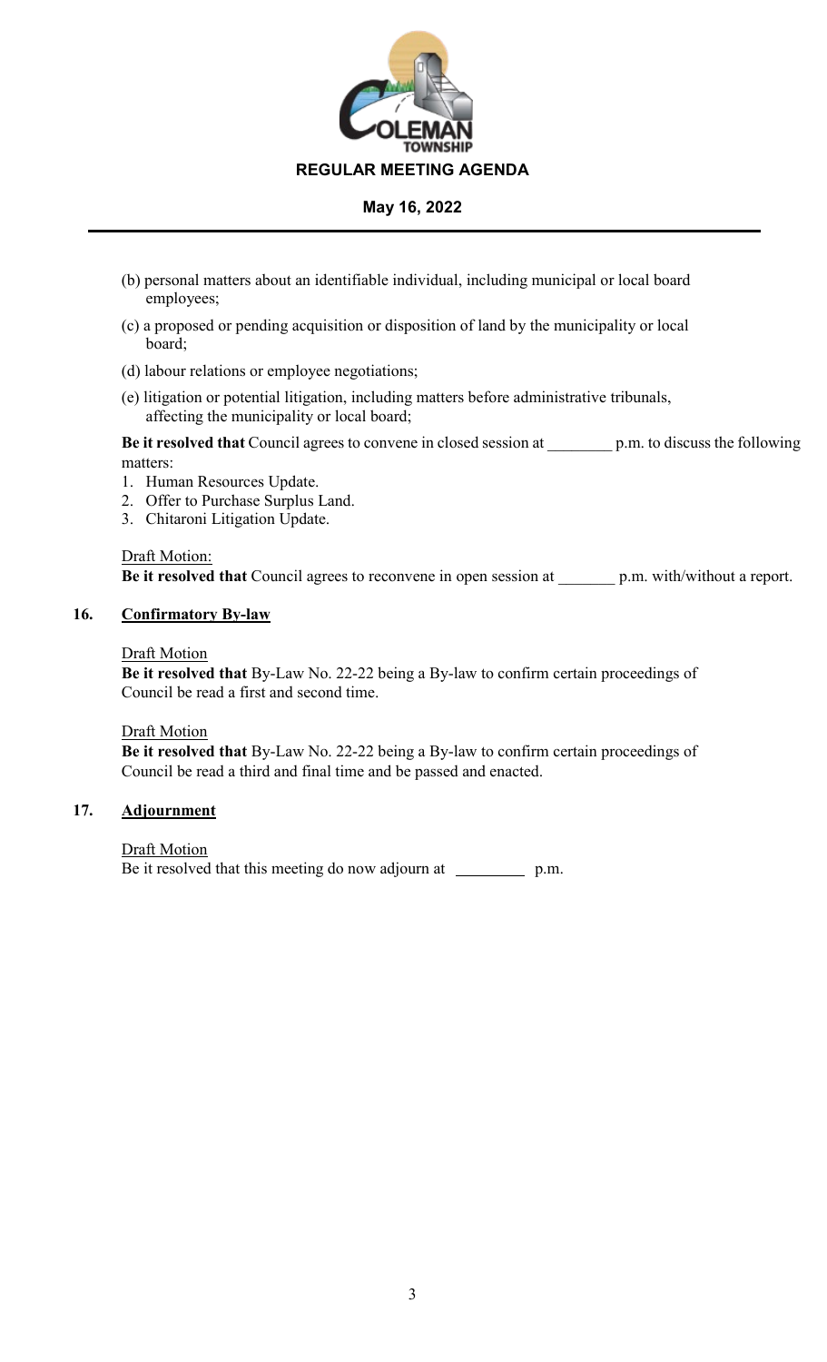(b) personal matters about an identifiable individual, including municipal or local board employees;

(c) a proposed or pending acquisition or disposition of land by the municipality or local board;

(d) labour relations or employee negotiations;

(e) litigation or potential litigation, including matters before administrative tribunals, affecting the municipality or local board;

**Be it resolved that** Council agrees to convene in closed session at ________ p.m. to discuss the following matters:

1. Human Resources Update.
2. Offer to Purchase Surplus Land.
3. Chitaroni Litigation Update.

Draft Motion:
**Be it resolved that** Council agrees to reconvene in open session at _______ p.m. with/without a report.

## 16. Confirmatory By-law

Draft Motion
**Be it resolved that** By-Law No. 22-22 being a By-law to confirm certain proceedings of Council be read a first and second time.

Draft Motion
**Be it resolved that** By-Law No. 22-22 being a By-law to confirm certain proceedings of Council be read a third and final time and be passed and enacted.

## 17. Adjournment

Draft Motion
Be it resolved that this meeting do now adjourn at ________ p.m.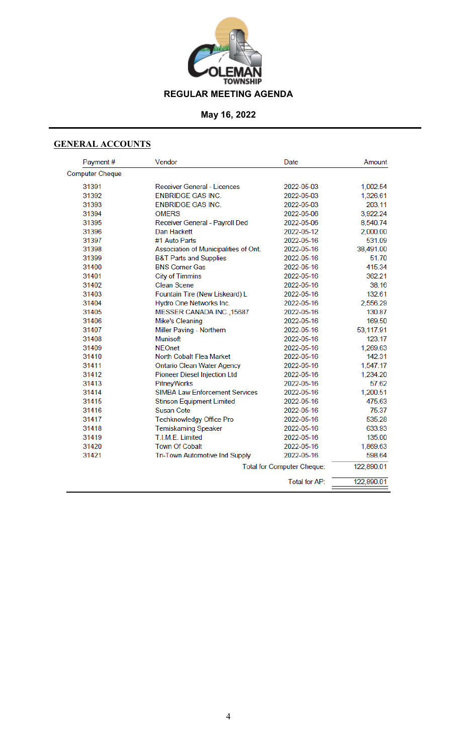COLEMAN TOWNSHIP

## REGULAR MEETING AGENDA

**May 16, 2022**

## GENERAL ACCOUNTS

| Payment # | Vendor | Date | Amount |
|---|---|---|---|
| Computer Cheque | | | |
| 31391 | Receiver General - Licences | 2022-05-03 | 1,002.54 |
| 31392 | ENBRIDGE GAS INC. | 2022-05-03 | 1,326.61 |
| 31393 | ENBRIDGE GAS INC. | 2022-05-03 | 203.11 |
| 31394 | OMERS | 2022-05-06 | 3,922.24 |
| 31395 | Receiver General - Payroll Ded | 2022-05-06 | 8,540.74 |
| 31396 | Dan Hackett | 2022-05-12 | 2,000.00 |
| 31397 | #1 Auto Parts | 2022-05-16 | 531.09 |
| 31398 | Association of Municipalities of Ont. | 2022-05-16 | 38,491.00 |
| 31399 | B&T Parts and Supplies | 2022-05-16 | 51.70 |
| 31400 | BNS Corner Gas | 2022-05-16 | 415.34 |
| 31401 | City of Timmins | 2022-05-16 | 362.21 |
| 31402 | Clean Scene | 2022-05-16 | 38.16 |
| 31403 | Fountain Tire (New Liskeard) L | 2022-05-16 | 132.61 |
| 31404 | Hydro One Networks Inc. | 2022-05-16 | 2,556.29 |
| 31405 | MESSER CANADA INC.,15687 | 2022-05-16 | 130.87 |
| 31406 | Mike's Cleaning | 2022-05-16 | 169.50 |
| 31407 | Miller Paving - Northern | 2022-05-16 | 53,117.91 |
| 31408 | Munisoft | 2022-05-16 | 123.17 |
| 31409 | NEOnet | 2022-05-16 | 1,269.63 |
| 31410 | North Cobalt Flea Market | 2022-05-16 | 142.31 |
| 31411 | Ontario Clean Water Agency | 2022-05-16 | 1,547.17 |
| 31412 | Pioneer Diesel Injection Ltd | 2022-05-16 | 1,234.20 |
| 31413 | PitneyWorks | 2022-05-16 | 57.62 |
| 31414 | SIMBA Law Enforcement Services | 2022-05-16 | 1,200.51 |
| 31415 | Stinson Equipment Limited | 2022-05-16 | 475.63 |
| 31416 | Susan Cote | 2022-05-16 | 75.37 |
| 31417 | Techknowledgy Office Pro | 2022-05-16 | 535.28 |
| 31418 | Temiskaming Speaker | 2022-05-16 | 633.93 |
| 31419 | T.I.M.E. Limited | 2022-05-16 | 135.00 |
| 31420 | Town Of Cobalt | 2022-05-16 | 1,869.63 |
| 31421 | Tri-Town Automotive Ind Supply | 2022-05-16 | 598.64 |
| | | Total for Computer Cheque: | 122,890.01 |
| | | Total for AP: | 122,890.01 |